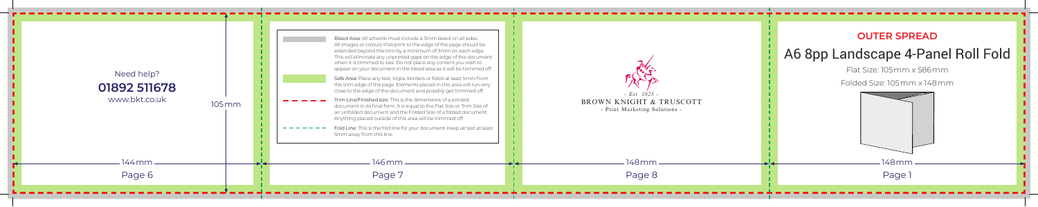Need help?

**01892 511678**

www.bkt.co.uk

105mm

144mm

Page 6

Bleed Area: All artwork must include a 3mm bleed on all sides. All images or colours that print to the edge of the page should be extended beyond the trim by a minimum of 3mm on each edge. This will eliminate any unprinted gaps on the edge of the document when it is trimmed to size. Do not place any content you wish to appear on your document in the bleed area as it will be trimmed off.

Safe Area: Place any text, logos, borders or folios at least 5mm from the trim edge of the page. Elements placed in this area will run very close to the edge of the document and possibly get trimmed off.

Trim Line/Finished size: This is the dimensions of a printed document in its final form. It is equal to the Flat Size or Trim Size of an unfolded document and the Folded Size of a folded document. Anything placed outside of this area will be trimmed off.

Fold Line: This is the fold line for your document. Keep all text at least 5mm away from this line.

146mm

Page 7

- Est. 1825 -

BROWN KNIGHT & TRUSCOTT

- Print Marketing Solutions -

148mm

Page 8

## OUTER SPREAD

# A6 8pp Landscape 4-Panel Roll Fold

Flat Size: 105mm x 586mm

Folded Size: 105mm x 148mm

148mm

Page 1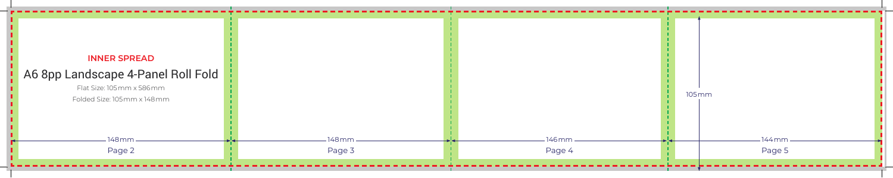**INNER SPREAD**

A6 8pp Landscape 4-Panel Roll Fold

Flat Size: 105mm x 586mm

Folded Size: 105mm x 148mm

148mm

Page 2

148mm

Page 3

146mm

Page 4

105mm

144mm

Page 5